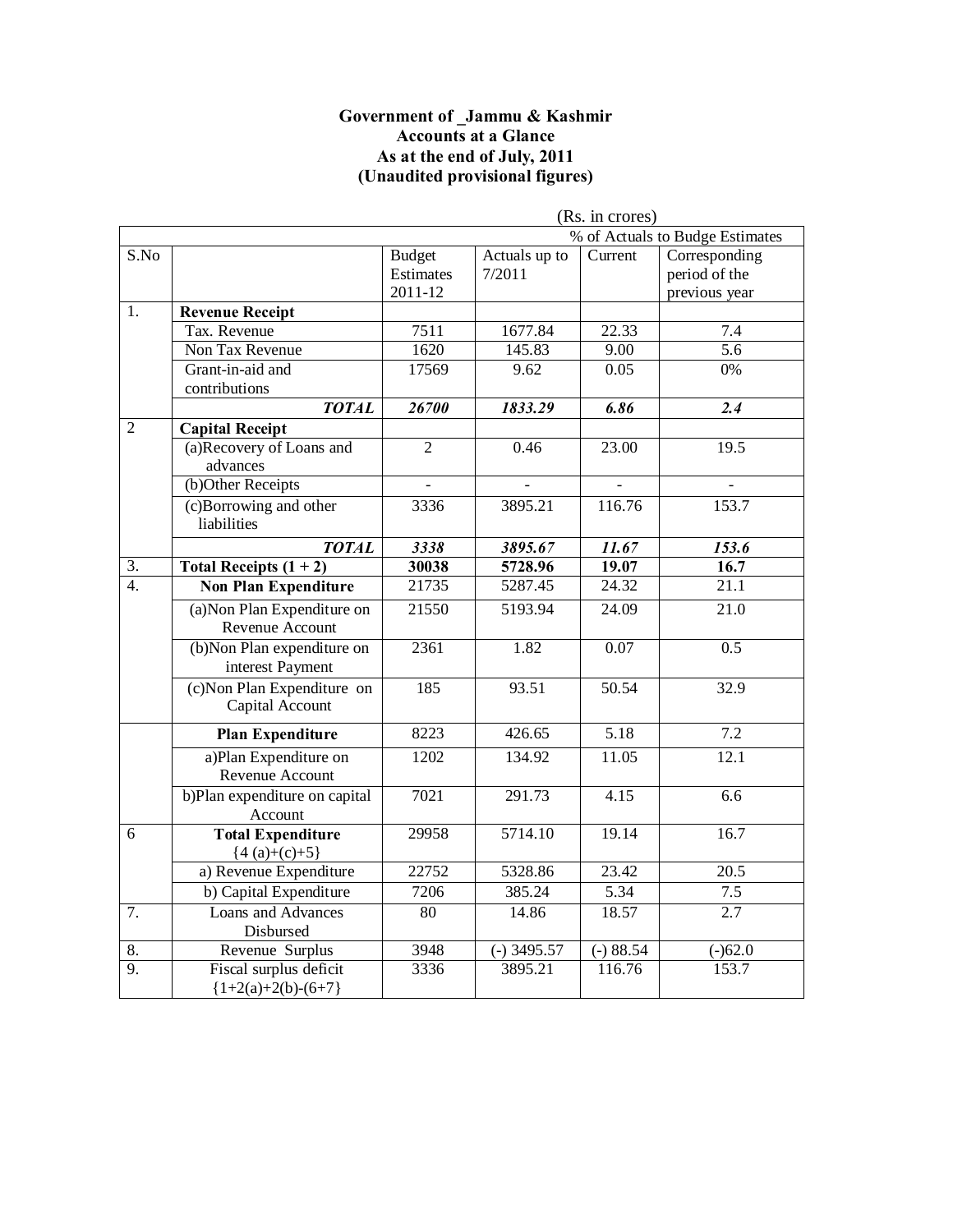**Government of _Jammu & Kashmir**
**Accounts at a Glance**
**As at the end of July, 2011**
**(Unaudited provisional figures)**

(Rs. in crores)

| | | | | % of Actuals to Budge Estimates | |
|---|---|---|---|---|---|
| S.No | | Budget Estimates 2011-12 | Actuals up to 7/2011 | Current | Corresponding period of the previous year |
| 1. | **Revenue Receipt** | | | | |
| | Tax. Revenue | 7511 | 1677.84 | 22.33 | 7.4 |
| | Non Tax Revenue | 1620 | 145.83 | 9.00 | 5.6 |
| | Grant-in-aid and contributions | 17569 | 9.62 | 0.05 | 0% |
| | ***TOTAL*** | ***26700*** | ***1833.29*** | ***6.86*** | ***2.4*** |
| 2 | **Capital Receipt** | | | | |
| | (a)Recovery of Loans and advances | 2 | 0.46 | 23.00 | 19.5 |
| | (b)Other Receipts | - | - | - | - |
| | (c)Borrowing and other liabilities | 3336 | 3895.21 | 116.76 | 153.7 |
| | ***TOTAL*** | ***3338*** | ***3895.67*** | ***11.67*** | ***153.6*** |
| 3. | **Total Receipts (1 + 2)** | **30038** | **5728.96** | **19.07** | **16.7** |
| 4. | **Non Plan Expenditure** | 21735 | 5287.45 | 24.32 | 21.1 |
| | (a)Non Plan Expenditure on Revenue Account | 21550 | 5193.94 | 24.09 | 21.0 |
| | (b)Non Plan expenditure on interest Payment | 2361 | 1.82 | 0.07 | 0.5 |
| | (c)Non Plan Expenditure on Capital Account | 185 | 93.51 | 50.54 | 32.9 |
| | **Plan Expenditure** | 8223 | 426.65 | 5.18 | 7.2 |
| | a)Plan Expenditure on Revenue Account | 1202 | 134.92 | 11.05 | 12.1 |
| | b)Plan expenditure on capital Account | 7021 | 291.73 | 4.15 | 6.6 |
| 6 | **Total Expenditure** {4 (a)+(c)+5} | 29958 | 5714.10 | 19.14 | 16.7 |
| | a) Revenue Expenditure | 22752 | 5328.86 | 23.42 | 20.5 |
| | b) Capital Expenditure | 7206 | 385.24 | 5.34 | 7.5 |
| 7. | Loans and Advances Disbursed | 80 | 14.86 | 18.57 | 2.7 |
| 8. | Revenue Surplus | 3948 | (-) 3495.57 | (-) 88.54 | (-)62.0 |
| 9. | Fiscal surplus deficit {1+2(a)+2(b)-(6+7} | 3336 | 3895.21 | 116.76 | 153.7 |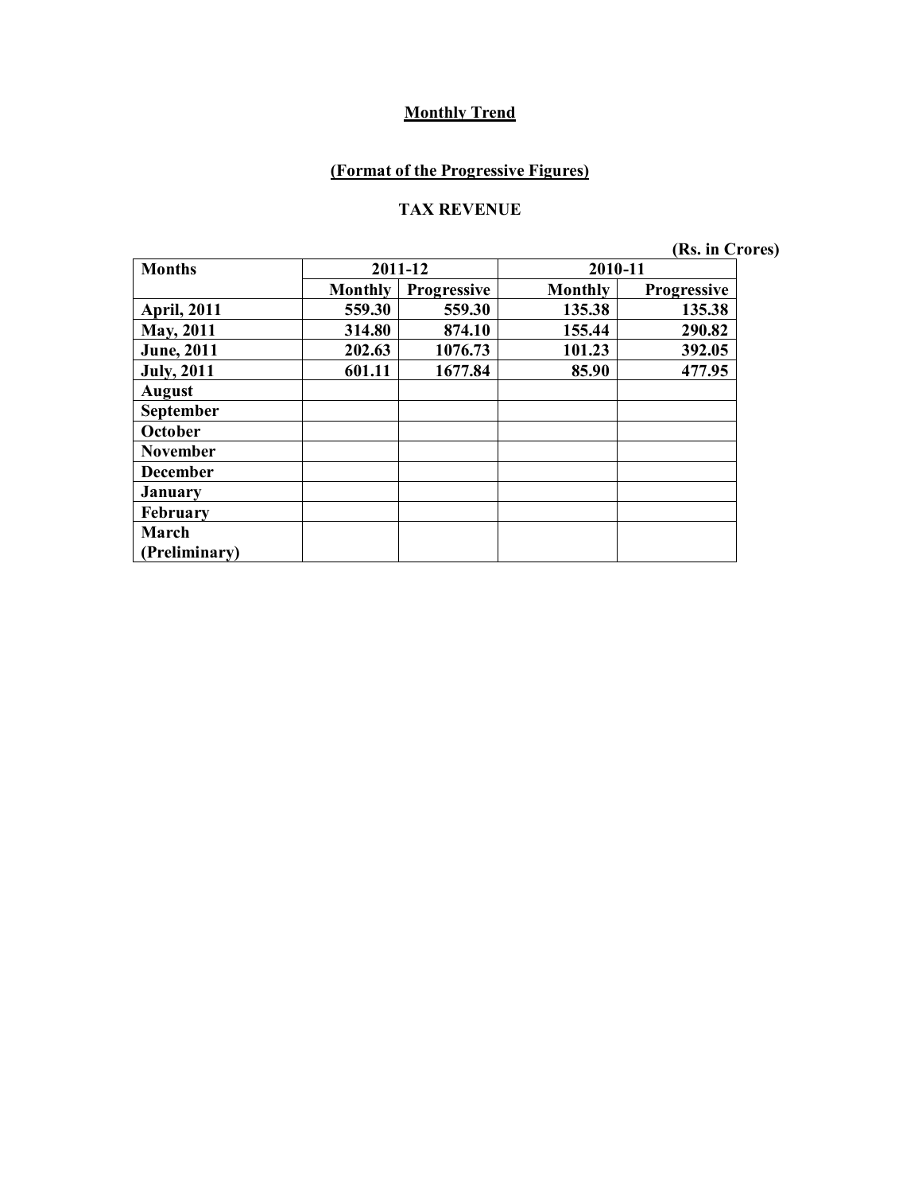## Monthly Trend

### (Format of the Progressive Figures)

### TAX REVENUE

(Rs. in Crores)

| Months | 2011-12 | | 2010-11 | |
|---|---|---|---|---|
| | Monthly | Progressive | Monthly | Progressive |
| April, 2011 | 559.30 | 559.30 | 135.38 | 135.38 |
| May, 2011 | 314.80 | 874.10 | 155.44 | 290.82 |
| June, 2011 | 202.63 | 1076.73 | 101.23 | 392.05 |
| July, 2011 | 601.11 | 1677.84 | 85.90 | 477.95 |
| August | | | | |
| September | | | | |
| October | | | | |
| November | | | | |
| December | | | | |
| January | | | | |
| February | | | | |
| March (Preliminary) | | | | |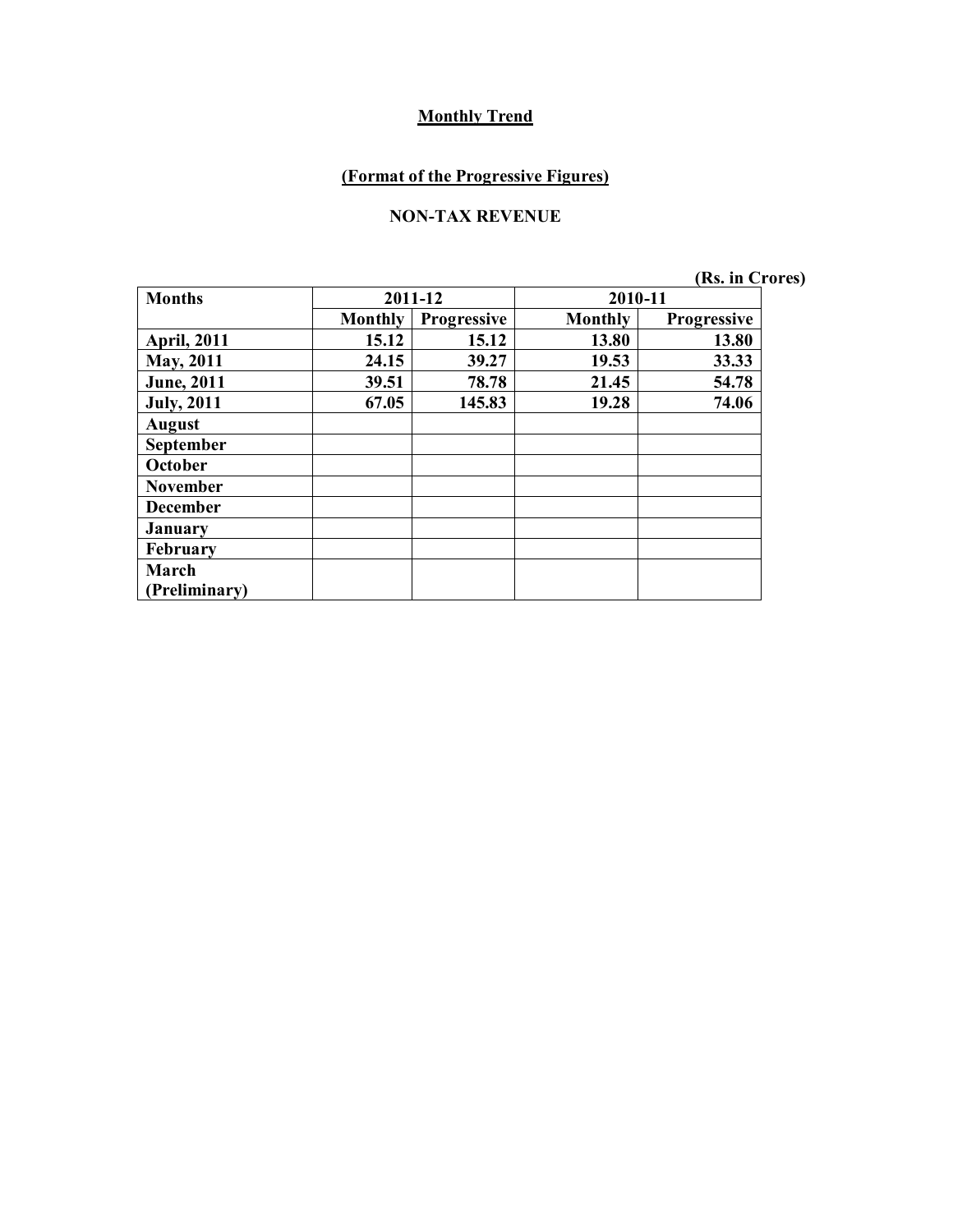**Monthly Trend**

**(Format of the Progressive Figures)**

**NON-TAX REVENUE**

**(Rs. in Crores)**

| Months | 2011-12 | | 2010-11 | |
|---|---|---|---|---|
| | Monthly | Progressive | Monthly | Progressive |
| April, 2011 | 15.12 | 15.12 | 13.80 | 13.80 |
| May, 2011 | 24.15 | 39.27 | 19.53 | 33.33 |
| June, 2011 | 39.51 | 78.78 | 21.45 | 54.78 |
| July, 2011 | 67.05 | 145.83 | 19.28 | 74.06 |
| August | | | | |
| September | | | | |
| October | | | | |
| November | | | | |
| December | | | | |
| January | | | | |
| February | | | | |
| March (Preliminary) | | | | |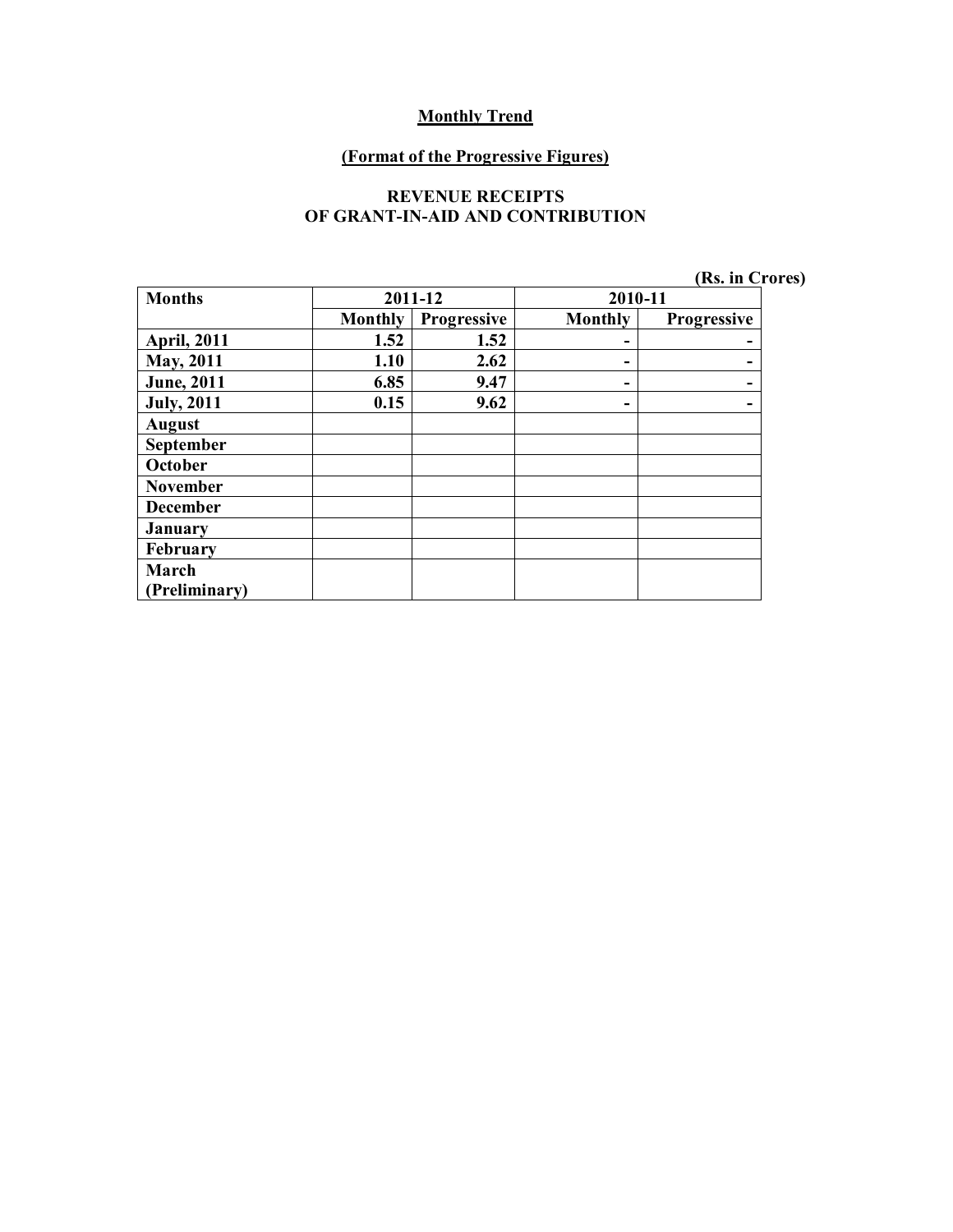**Monthly Trend**

**(Format of the Progressive Figures)**

**REVENUE RECEIPTS OF GRANT-IN-AID AND CONTRIBUTION**

(Rs. in Crores)

| Months | 2011-12 | | 2010-11 | |
|---|---|---|---|---|
| | Monthly | Progressive | Monthly | Progressive |
| April, 2011 | 1.52 | 1.52 | - | - |
| May, 2011 | 1.10 | 2.62 | - | - |
| June, 2011 | 6.85 | 9.47 | - | - |
| July, 2011 | 0.15 | 9.62 | - | - |
| August | | | | |
| September | | | | |
| October | | | | |
| November | | | | |
| December | | | | |
| January | | | | |
| February | | | | |
| March (Preliminary) | | | | |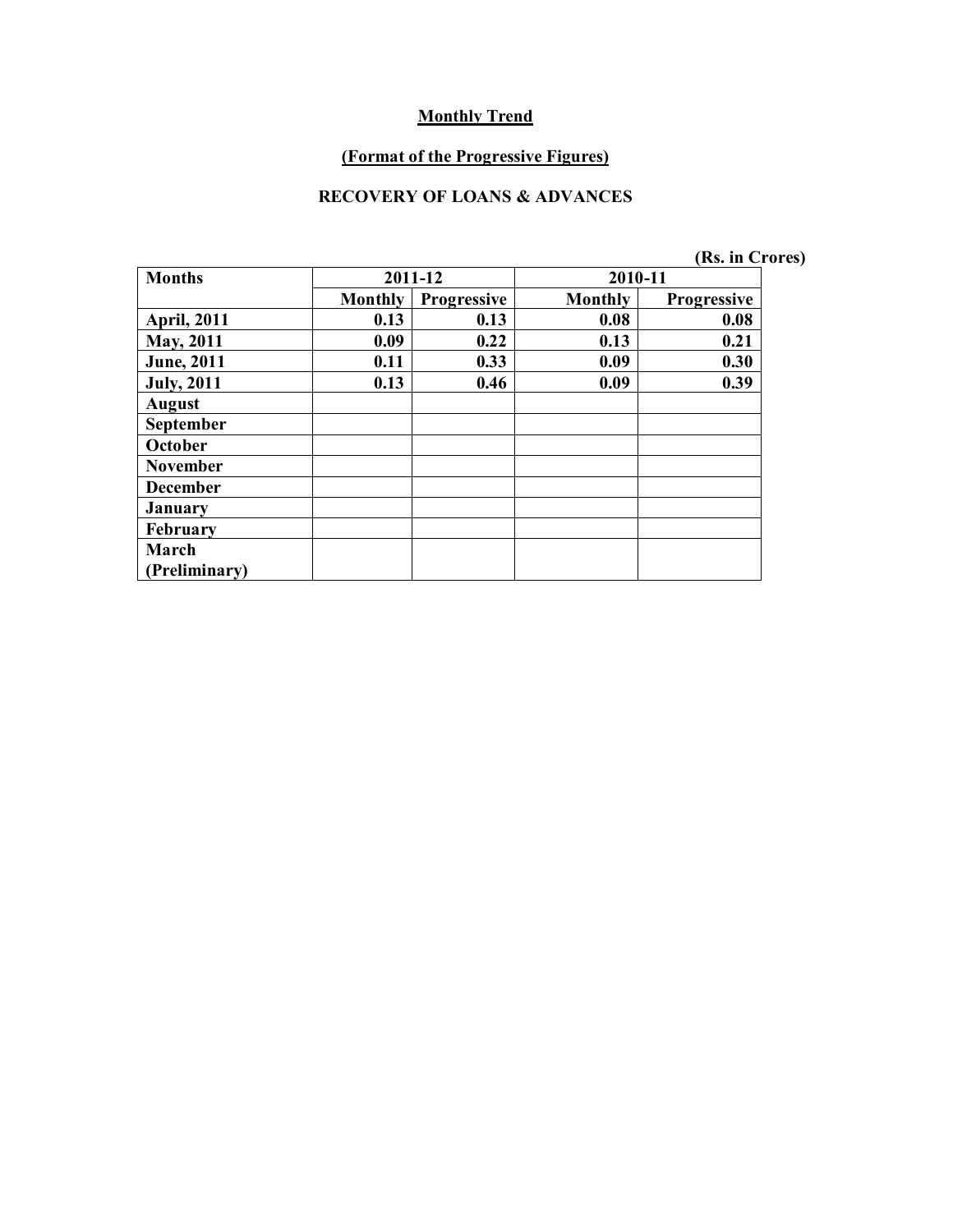**Monthly Trend**

**(Format of the Progressive Figures)**

**RECOVERY OF LOANS & ADVANCES**

(Rs. in Crores)

| Months | 2011-12 | | 2010-11 | |
|---|---|---|---|---|
| | Monthly | Progressive | Monthly | Progressive |
| April, 2011 | 0.13 | 0.13 | 0.08 | 0.08 |
| May, 2011 | 0.09 | 0.22 | 0.13 | 0.21 |
| June, 2011 | 0.11 | 0.33 | 0.09 | 0.30 |
| July, 2011 | 0.13 | 0.46 | 0.09 | 0.39 |
| August | | | | |
| September | | | | |
| October | | | | |
| November | | | | |
| December | | | | |
| January | | | | |
| February | | | | |
| March (Preliminary) | | | | |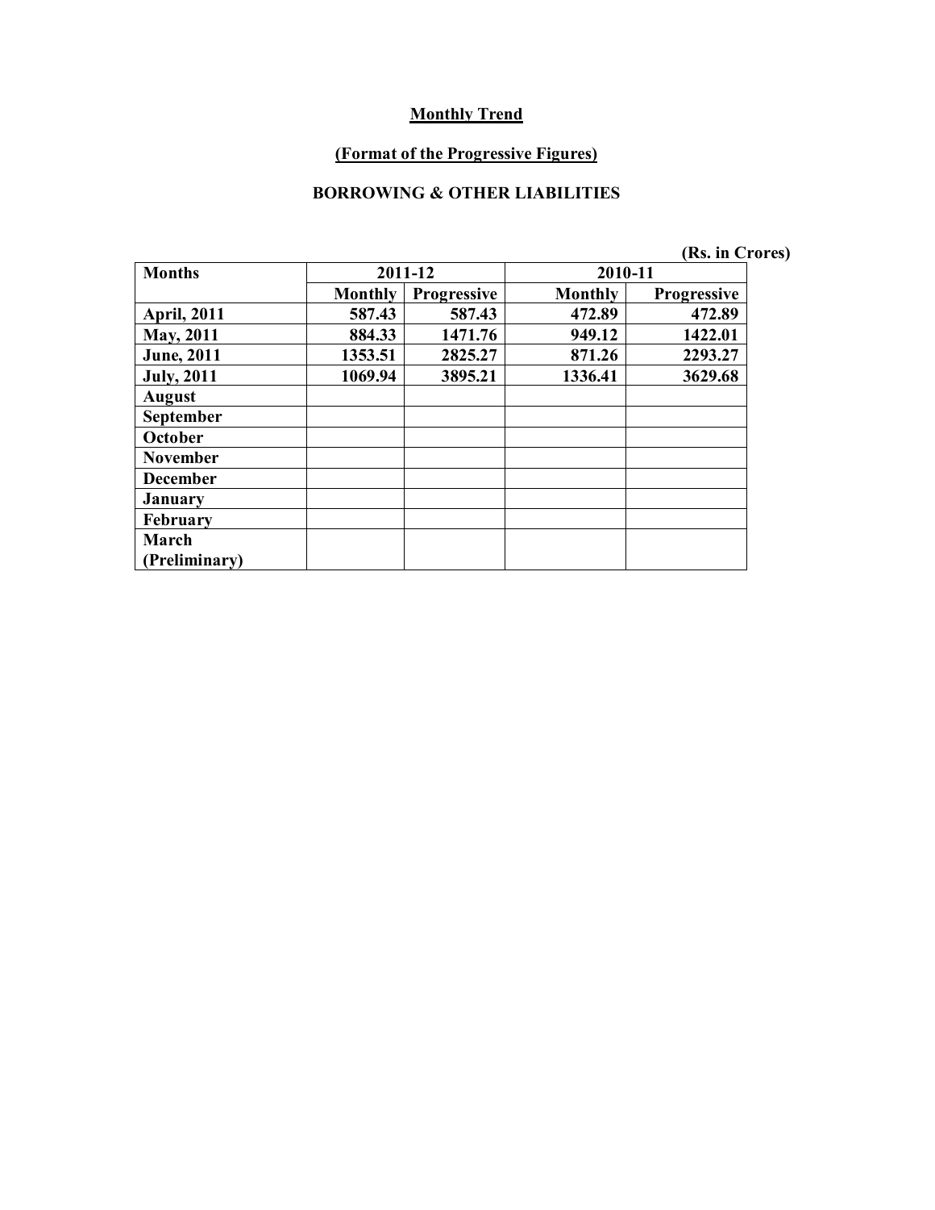**Monthly Trend**

**(Format of the Progressive Figures)**

**BORROWING & OTHER LIABILITIES**

**(Rs. in Crores)**

| Months | 2011-12 | | 2010-11 | |
|---|---|---|---|---|
| | Monthly | Progressive | Monthly | Progressive |
| April, 2011 | 587.43 | 587.43 | 472.89 | 472.89 |
| May, 2011 | 884.33 | 1471.76 | 949.12 | 1422.01 |
| June, 2011 | 1353.51 | 2825.27 | 871.26 | 2293.27 |
| July, 2011 | 1069.94 | 3895.21 | 1336.41 | 3629.68 |
| August | | | | |
| September | | | | |
| October | | | | |
| November | | | | |
| December | | | | |
| January | | | | |
| February | | | | |
| March (Preliminary) | | | | |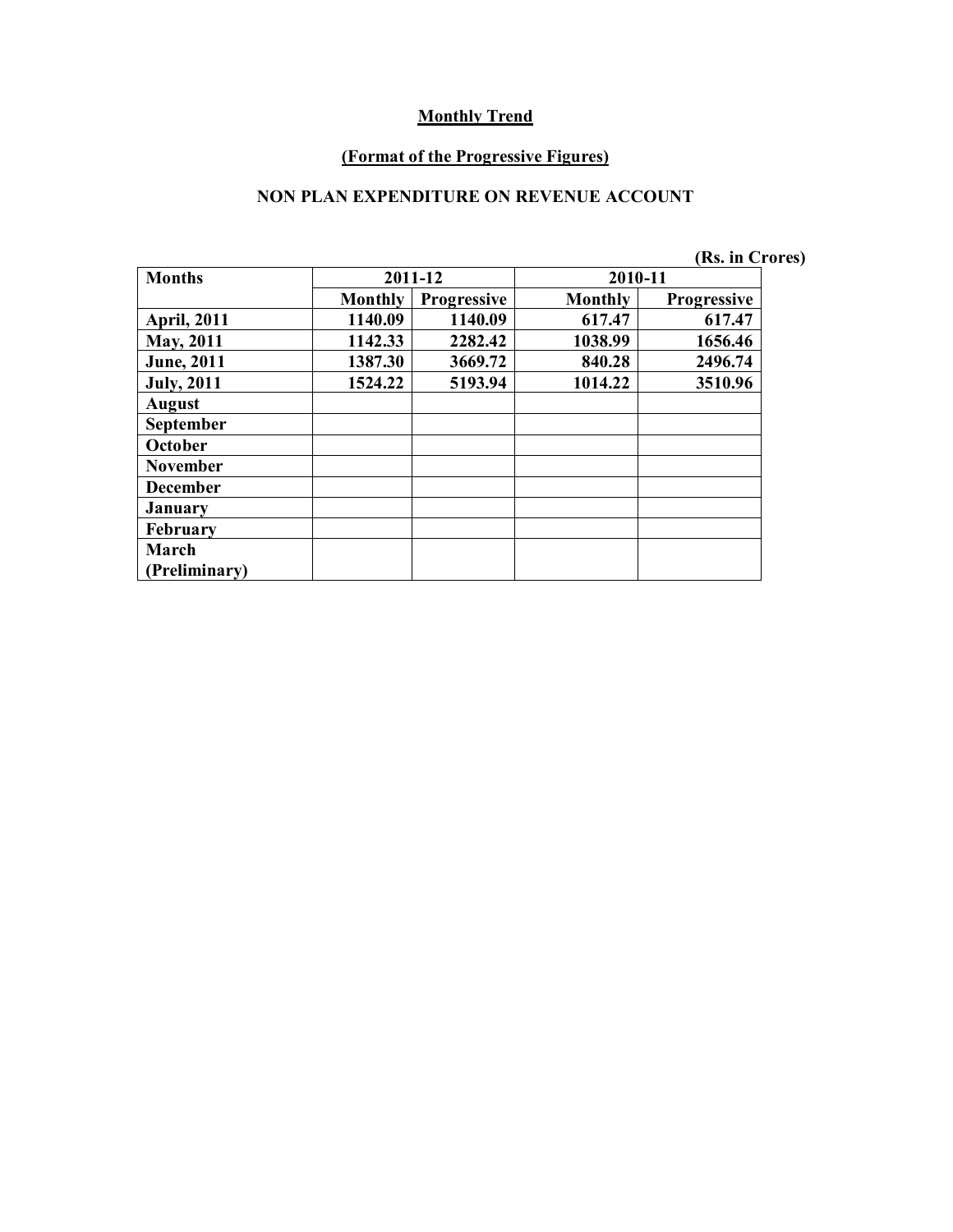**Monthly Trend**

**(Format of the Progressive Figures)**

**NON PLAN EXPENDITURE ON REVENUE ACCOUNT**

(Rs. in Crores)

| Months | 2011-12 | | 2010-11 | |
|---|---|---|---|---|
| | Monthly | Progressive | Monthly | Progressive |
| April, 2011 | 1140.09 | 1140.09 | 617.47 | 617.47 |
| May, 2011 | 1142.33 | 2282.42 | 1038.99 | 1656.46 |
| June, 2011 | 1387.30 | 3669.72 | 840.28 | 2496.74 |
| July, 2011 | 1524.22 | 5193.94 | 1014.22 | 3510.96 |
| August | | | | |
| September | | | | |
| October | | | | |
| November | | | | |
| December | | | | |
| January | | | | |
| February | | | | |
| March (Preliminary) | | | | |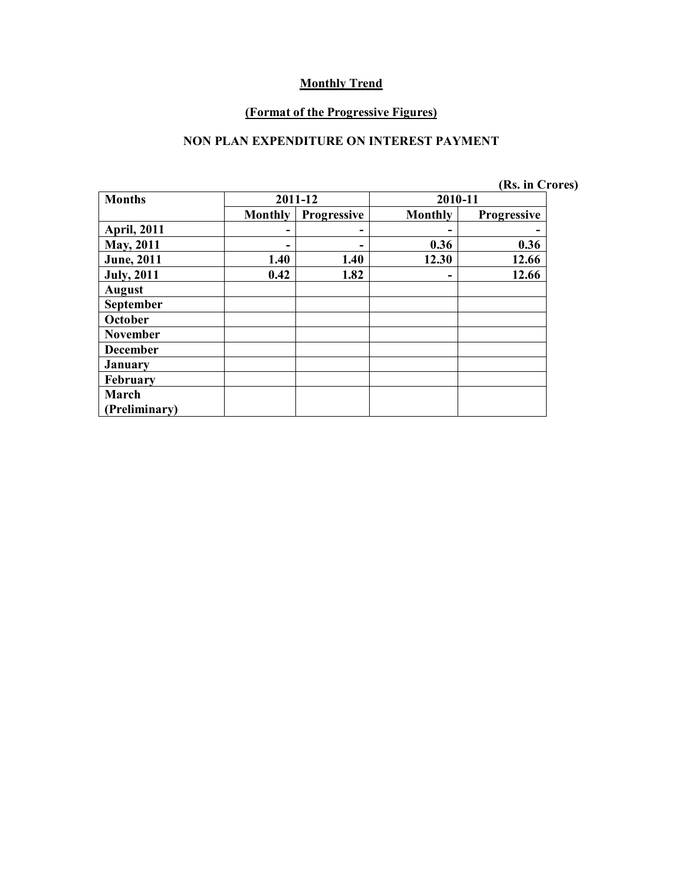**Monthly Trend**

**(Format of the Progressive Figures)**

**NON PLAN EXPENDITURE ON INTEREST PAYMENT**

**(Rs. in Crores)**

| Months | 2011-12 | | 2010-11 | |
|---|---|---|---|---|
| | Monthly | Progressive | Monthly | Progressive |
| April, 2011 | - | - | - | - |
| May, 2011 | - | - | 0.36 | 0.36 |
| June, 2011 | 1.40 | 1.40 | 12.30 | 12.66 |
| July, 2011 | 0.42 | 1.82 | - | 12.66 |
| August | | | | |
| September | | | | |
| October | | | | |
| November | | | | |
| December | | | | |
| January | | | | |
| February | | | | |
| March (Preliminary) | | | | |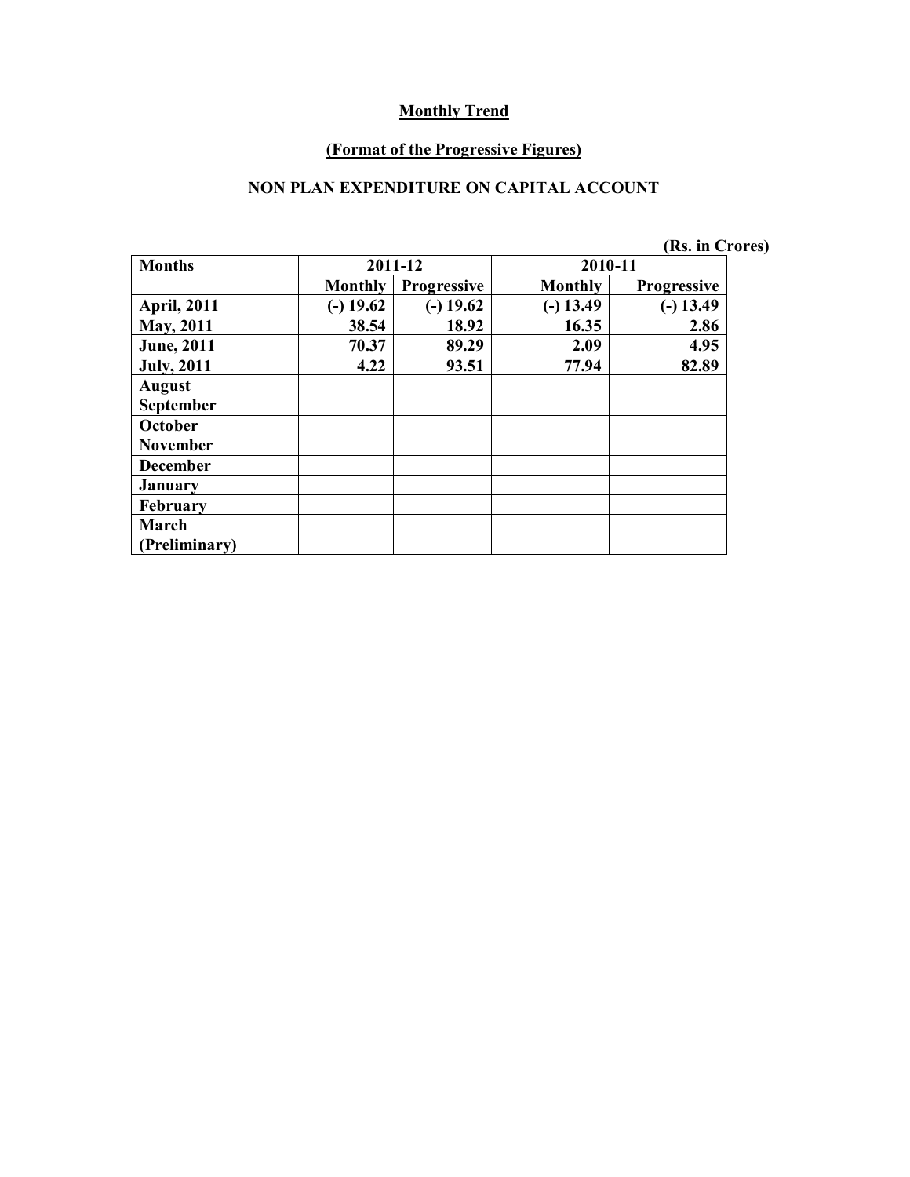**Monthly Trend**

**(Format of the Progressive Figures)**

**NON PLAN EXPENDITURE ON CAPITAL ACCOUNT**

(Rs. in Crores)

| Months | 2011-12 | | 2010-11 | |
|---|---|---|---|---|
| | Monthly | Progressive | Monthly | Progressive |
| April, 2011 | (-) 19.62 | (-) 19.62 | (-) 13.49 | (-) 13.49 |
| May, 2011 | 38.54 | 18.92 | 16.35 | 2.86 |
| June, 2011 | 70.37 | 89.29 | 2.09 | 4.95 |
| July, 2011 | 4.22 | 93.51 | 77.94 | 82.89 |
| August | | | | |
| September | | | | |
| October | | | | |
| November | | | | |
| December | | | | |
| January | | | | |
| February | | | | |
| March (Preliminary) | | | | |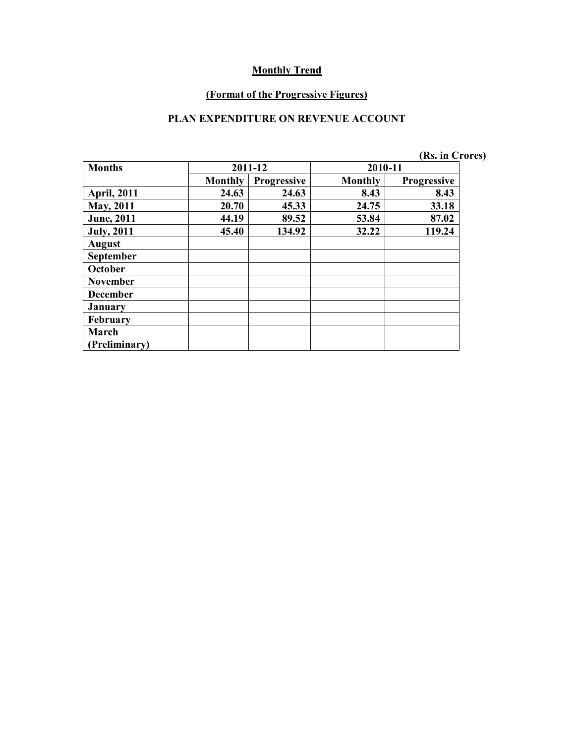## Monthly Trend

### (Format of the Progressive Figures)

### PLAN EXPENDITURE ON REVENUE ACCOUNT

(Rs. in Crores)

| Months | 2011-12 | | 2010-11 | |
|---|---|---|---|---|
| | Monthly | Progressive | Monthly | Progressive |
| April, 2011 | 24.63 | 24.63 | 8.43 | 8.43 |
| May, 2011 | 20.70 | 45.33 | 24.75 | 33.18 |
| June, 2011 | 44.19 | 89.52 | 53.84 | 87.02 |
| July, 2011 | 45.40 | 134.92 | 32.22 | 119.24 |
| August | | | | |
| September | | | | |
| October | | | | |
| November | | | | |
| December | | | | |
| January | | | | |
| February | | | | |
| March (Preliminary) | | | | |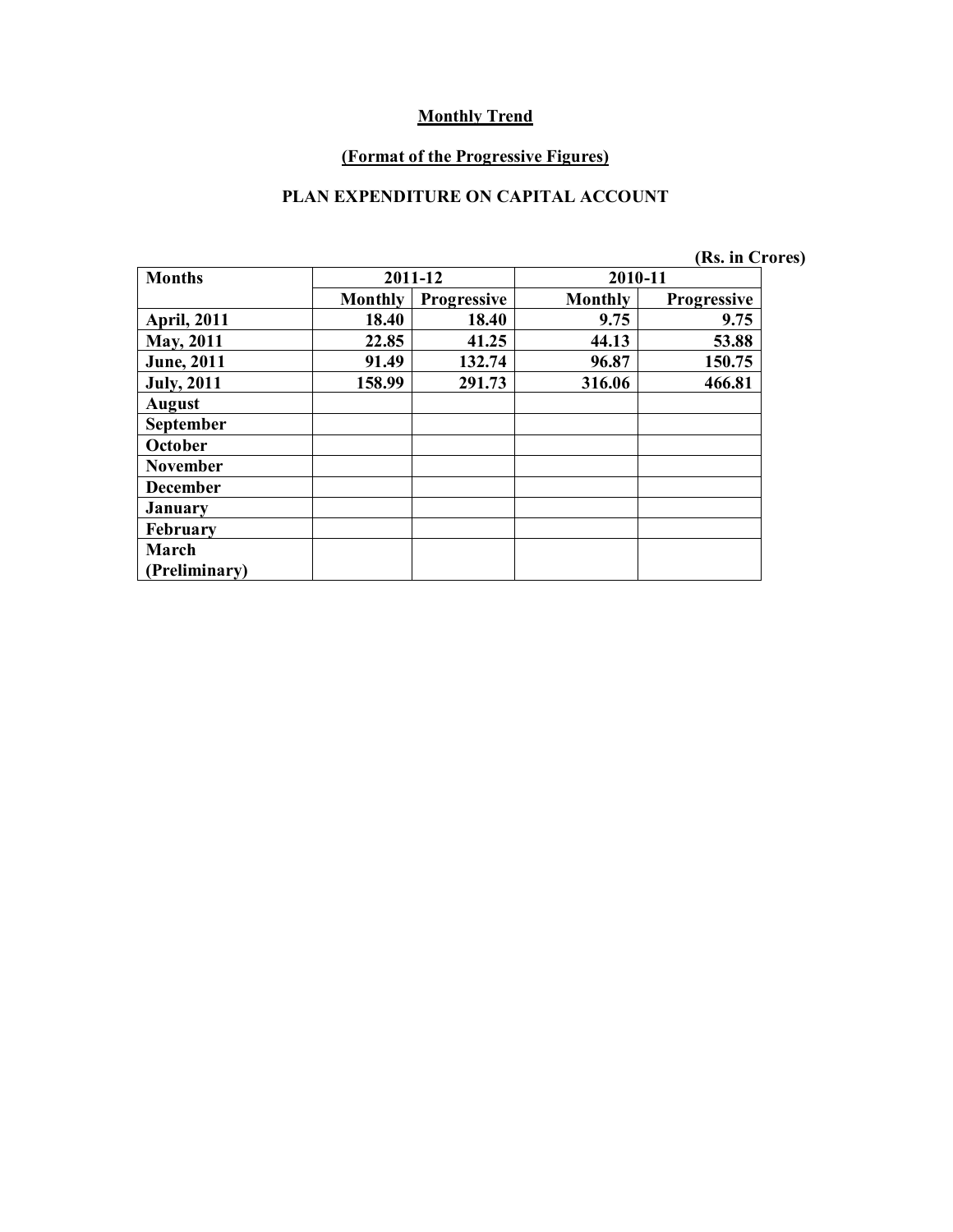# Monthly Trend

## (Format of the Progressive Figures)

## PLAN EXPENDITURE ON CAPITAL ACCOUNT

(Rs. in Crores)

| Months | 2011-12 | | 2010-11 | |
|---|---|---|---|---|
| | Monthly | Progressive | Monthly | Progressive |
| April, 2011 | 18.40 | 18.40 | 9.75 | 9.75 |
| May, 2011 | 22.85 | 41.25 | 44.13 | 53.88 |
| June, 2011 | 91.49 | 132.74 | 96.87 | 150.75 |
| July, 2011 | 158.99 | 291.73 | 316.06 | 466.81 |
| August | | | | |
| September | | | | |
| October | | | | |
| November | | | | |
| December | | | | |
| January | | | | |
| February | | | | |
| March (Preliminary) | | | | |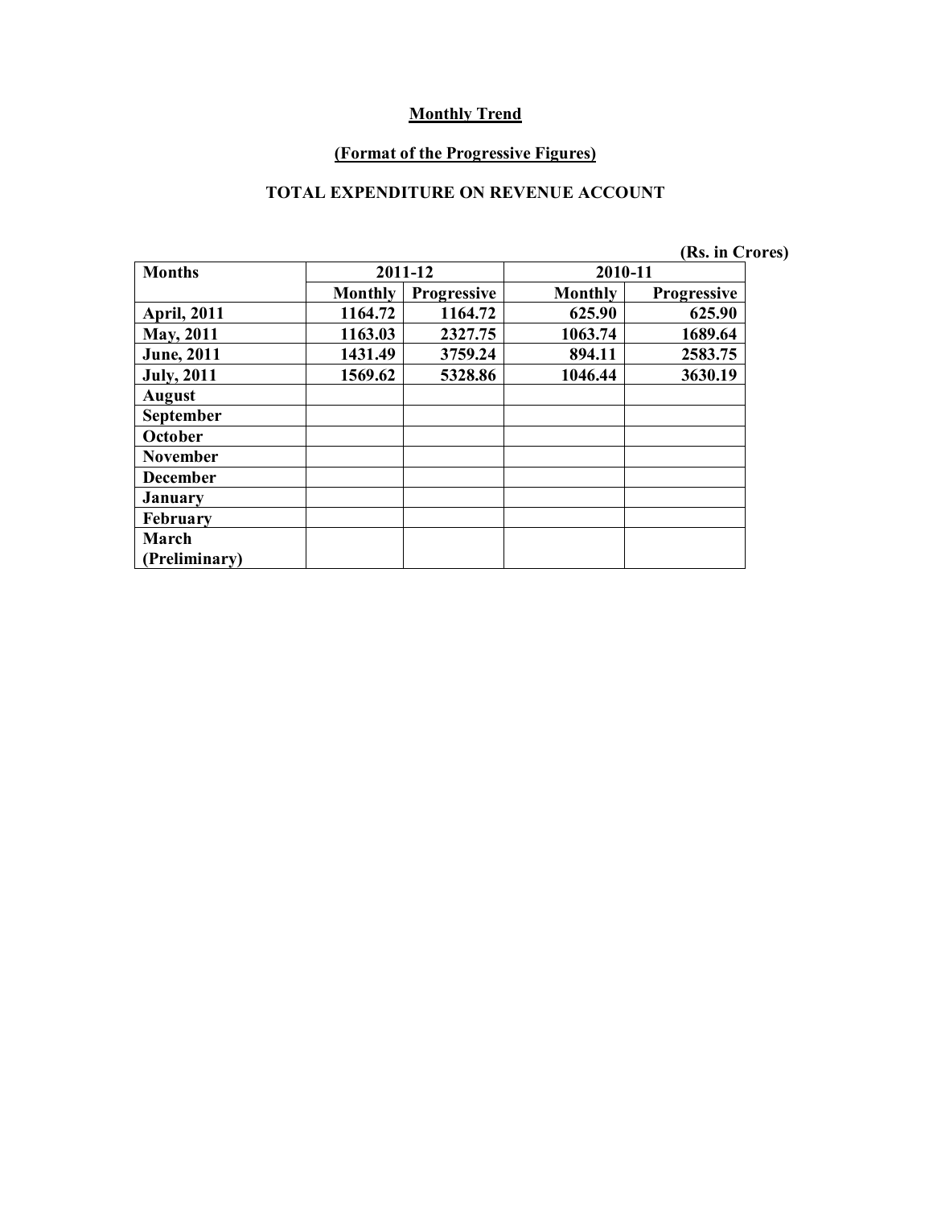## Monthly Trend

### (Format of the Progressive Figures)

### TOTAL EXPENDITURE ON REVENUE ACCOUNT

(Rs. in Crores)

| Months | 2011-12 | | 2010-11 | |
|---|---|---|---|---|
| | Monthly | Progressive | Monthly | Progressive |
| April, 2011 | 1164.72 | 1164.72 | 625.90 | 625.90 |
| May, 2011 | 1163.03 | 2327.75 | 1063.74 | 1689.64 |
| June, 2011 | 1431.49 | 3759.24 | 894.11 | 2583.75 |
| July, 2011 | 1569.62 | 5328.86 | 1046.44 | 3630.19 |
| August | | | | |
| September | | | | |
| October | | | | |
| November | | | | |
| December | | | | |
| January | | | | |
| February | | | | |
| March (Preliminary) | | | | |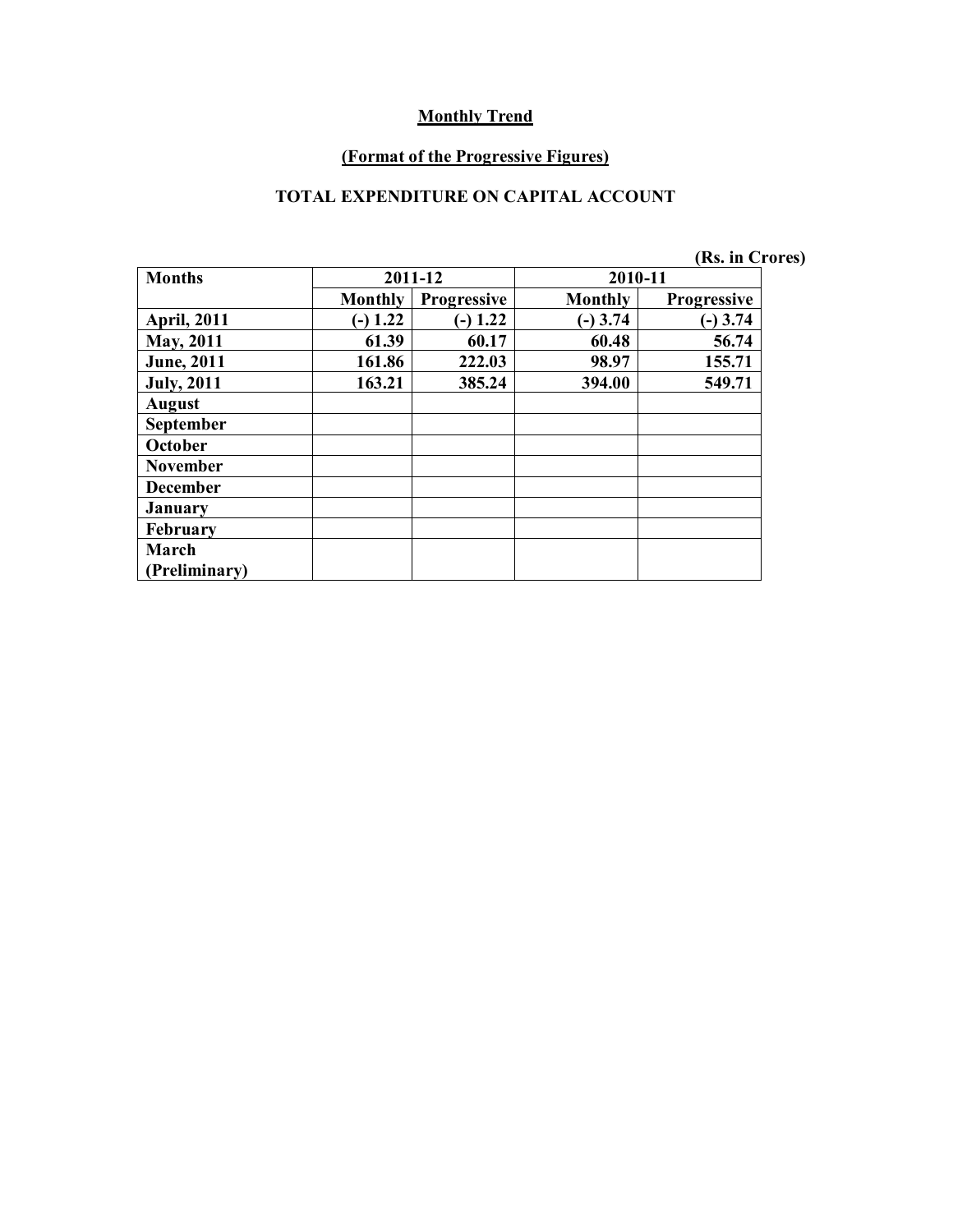## Monthly Trend

### (Format of the Progressive Figures)

### TOTAL EXPENDITURE ON CAPITAL ACCOUNT

(Rs. in Crores)

| Months | 2011-12 | | 2010-11 | |
|---|---|---|---|---|
| | Monthly | Progressive | Monthly | Progressive |
| April, 2011 | (-) 1.22 | (-) 1.22 | (-) 3.74 | (-) 3.74 |
| May, 2011 | 61.39 | 60.17 | 60.48 | 56.74 |
| June, 2011 | 161.86 | 222.03 | 98.97 | 155.71 |
| July, 2011 | 163.21 | 385.24 | 394.00 | 549.71 |
| August | | | | |
| September | | | | |
| October | | | | |
| November | | | | |
| December | | | | |
| January | | | | |
| February | | | | |
| March (Preliminary) | | | | |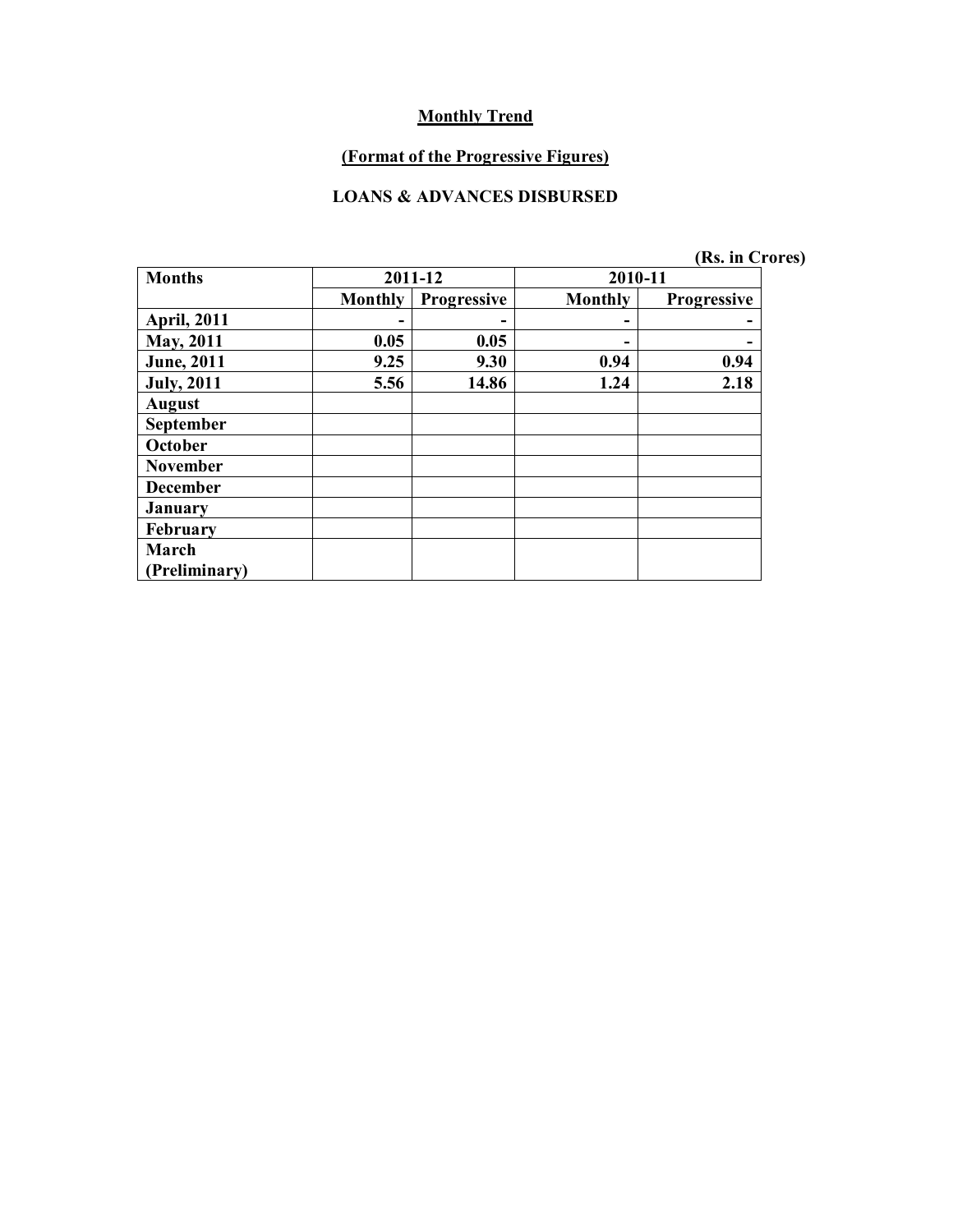# Monthly Trend

## (Format of the Progressive Figures)

### LOANS & ADVANCES DISBURSED

(Rs. in Crores)

| Months | 2011-12 | | 2010-11 | |
|---|---|---|---|---|
| | Monthly | Progressive | Monthly | Progressive |
| April, 2011 | - | - | - | - |
| May, 2011 | 0.05 | 0.05 | - | - |
| June, 2011 | 9.25 | 9.30 | 0.94 | 0.94 |
| July, 2011 | 5.56 | 14.86 | 1.24 | 2.18 |
| August | | | | |
| September | | | | |
| October | | | | |
| November | | | | |
| December | | | | |
| January | | | | |
| February | | | | |
| March (Preliminary) | | | | |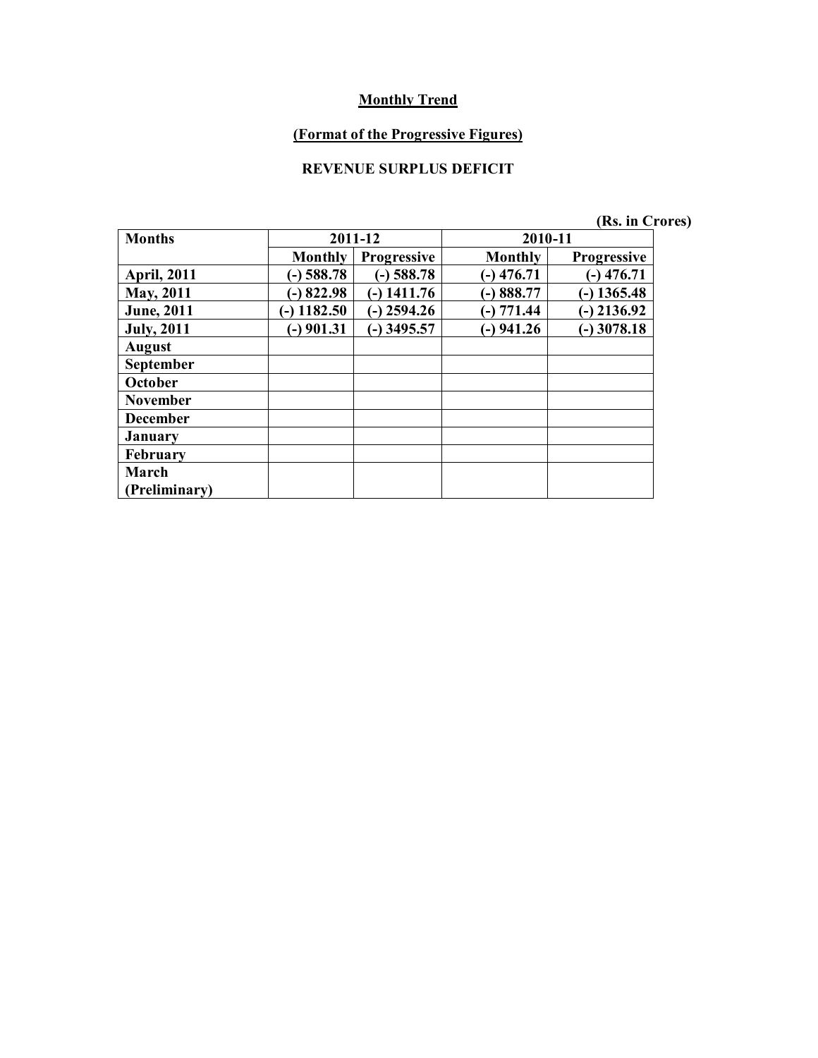**Monthly Trend**

**(Format of the Progressive Figures)**

**REVENUE SURPLUS DEFICIT**

**(Rs. in Crores)**

| Months | 2011-12 | | 2010-11 | |
|---|---|---|---|---|
| | Monthly | Progressive | Monthly | Progressive |
| April, 2011 | (-) 588.78 | (-) 588.78 | (-) 476.71 | (-) 476.71 |
| May, 2011 | (-) 822.98 | (-) 1411.76 | (-) 888.77 | (-) 1365.48 |
| June, 2011 | (-) 1182.50 | (-) 2594.26 | (-) 771.44 | (-) 2136.92 |
| July, 2011 | (-) 901.31 | (-) 3495.57 | (-) 941.26 | (-) 3078.18 |
| August | | | | |
| September | | | | |
| October | | | | |
| November | | | | |
| December | | | | |
| January | | | | |
| February | | | | |
| March (Preliminary) | | | | |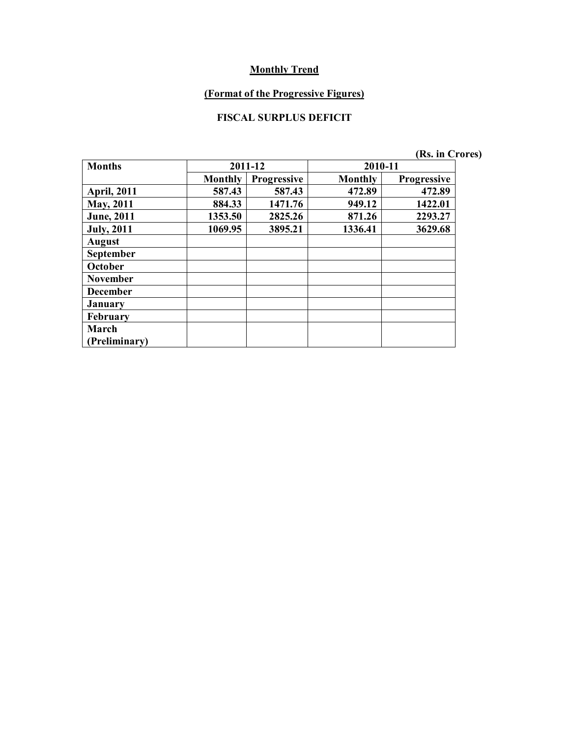**Monthly Trend**

**(Format of the Progressive Figures)**

**FISCAL SURPLUS DEFICIT**

(Rs. in Crores)

| Months | 2011-12 | | 2010-11 | |
|---|---|---|---|---|
| | Monthly | Progressive | Monthly | Progressive |
| April, 2011 | 587.43 | 587.43 | 472.89 | 472.89 |
| May, 2011 | 884.33 | 1471.76 | 949.12 | 1422.01 |
| June, 2011 | 1353.50 | 2825.26 | 871.26 | 2293.27 |
| July, 2011 | 1069.95 | 3895.21 | 1336.41 | 3629.68 |
| August | | | | |
| September | | | | |
| October | | | | |
| November | | | | |
| December | | | | |
| January | | | | |
| February | | | | |
| March (Preliminary) | | | | |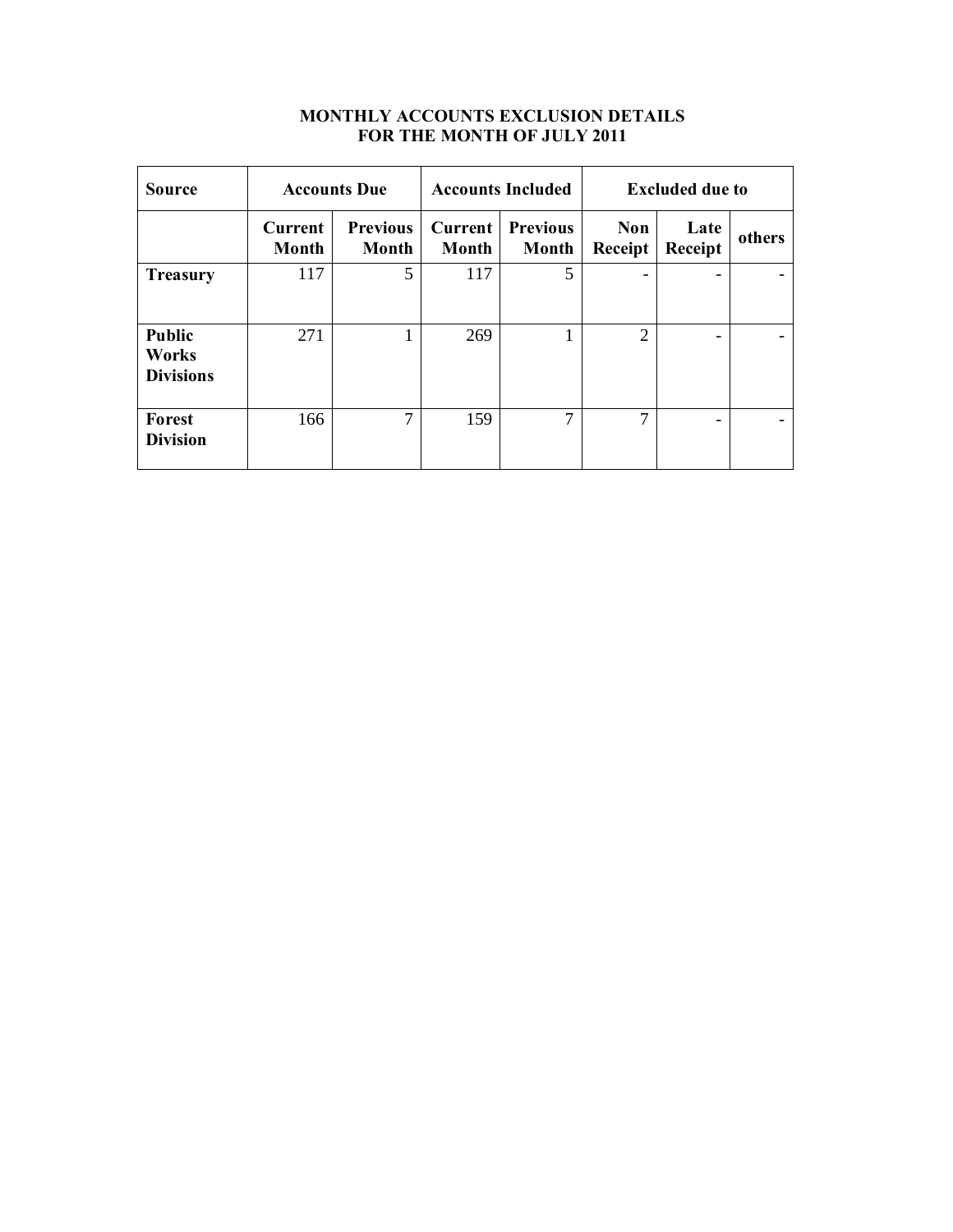**MONTHLY ACCOUNTS EXCLUSION DETAILS**
**FOR THE MONTH OF JULY 2011**

| Source | Accounts Due | | Accounts Included | | Excluded due to | | |
|---|---|---|---|---|---|---|---|
| | Current Month | Previous Month | Current Month | Previous Month | Non Receipt | Late Receipt | others |
| **Treasury** | 117 | 5 | 117 | 5 | - | - | - |
| **Public Works Divisions** | 271 | 1 | 269 | 1 | 2 | - | - |
| **Forest Division** | 166 | 7 | 159 | 7 | 7 | - | - |